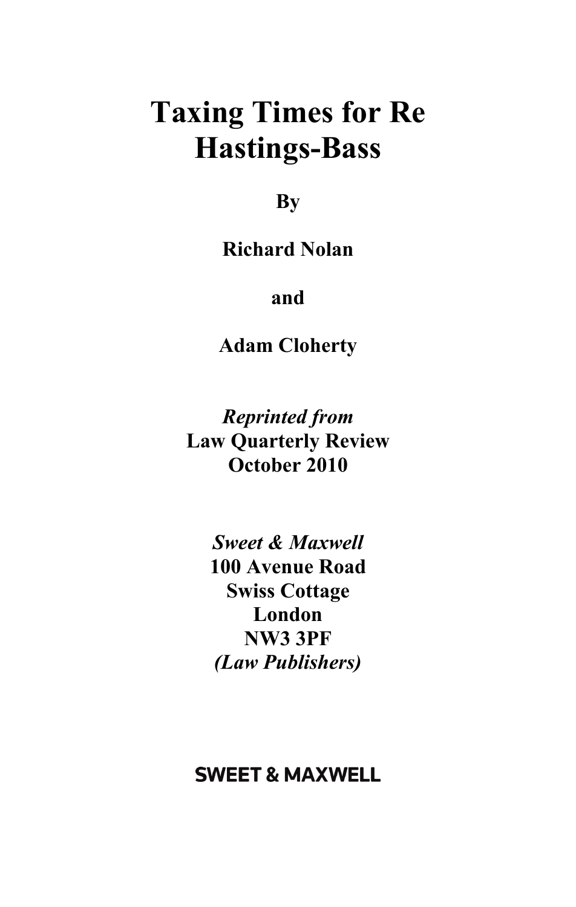# Taxing Times for Re Hastings-Bass

**By**

**Richard Nolan**

**and**

**Adam Cloherty**

***Reprinted from***
**Law Quarterly Review**
**October 2010**

***Sweet & Maxwell***
**100 Avenue Road**
**Swiss Cottage**
**London**
**NW3 3PF**
***(Law Publishers)***

**SWEET & MAXWELL**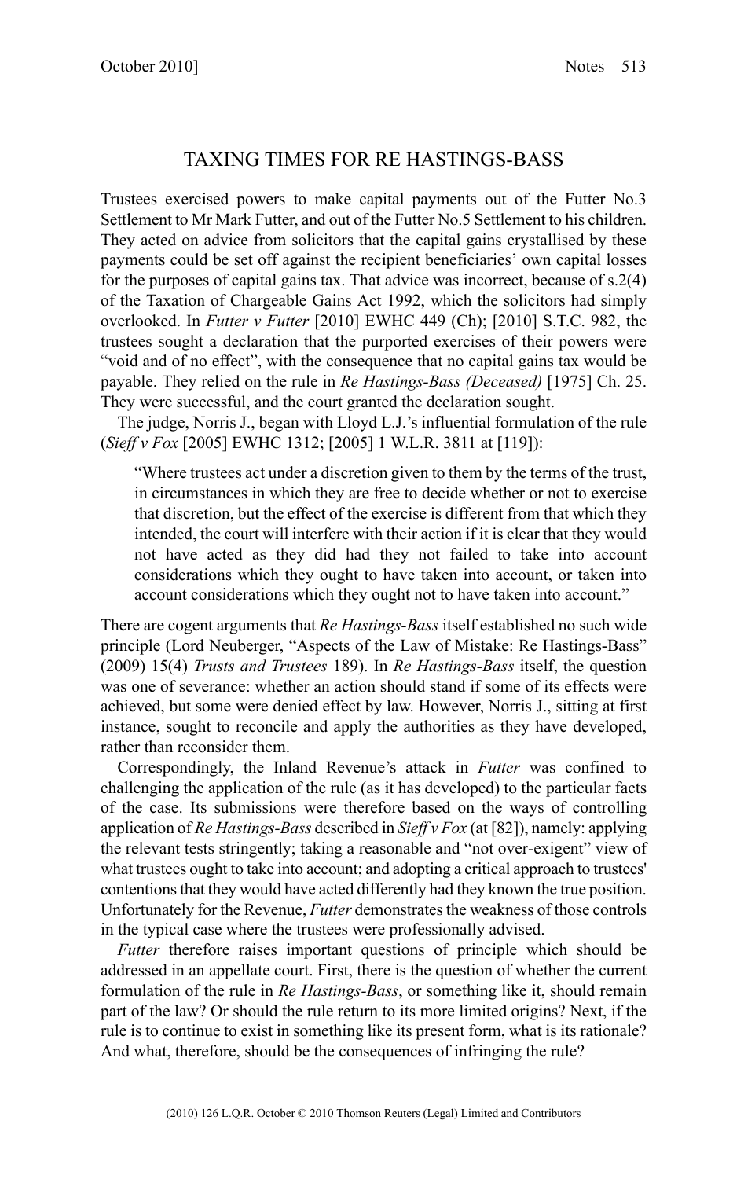# TAXING TIMES FOR RE HASTINGS-BASS

Trustees exercised powers to make capital payments out of the Futter No.3 Settlement to Mr Mark Futter, and out of the Futter No.5 Settlement to his children. They acted on advice from solicitors that the capital gains crystallised by these payments could be set off against the recipient beneficiaries' own capital losses for the purposes of capital gains tax. That advice was incorrect, because of s.2(4) of the Taxation of Chargeable Gains Act 1992, which the solicitors had simply overlooked. In *Futter v Futter* [2010] EWHC 449 (Ch); [2010] S.T.C. 982, the trustees sought a declaration that the purported exercises of their powers were "void and of no effect", with the consequence that no capital gains tax would be payable. They relied on the rule in *Re Hastings-Bass (Deceased)* [1975] Ch. 25. They were successful, and the court granted the declaration sought.

The judge, Norris J., began with Lloyd L.J.'s influential formulation of the rule (*Sieff v Fox* [2005] EWHC 1312; [2005] 1 W.L.R. 3811 at [119]):

> "Where trustees act under a discretion given to them by the terms of the trust, in circumstances in which they are free to decide whether or not to exercise that discretion, but the effect of the exercise is different from that which they intended, the court will interfere with their action if it is clear that they would not have acted as they did had they not failed to take into account considerations which they ought to have taken into account, or taken into account considerations which they ought not to have taken into account."

There are cogent arguments that *Re Hastings-Bass* itself established no such wide principle (Lord Neuberger, "Aspects of the Law of Mistake: Re Hastings-Bass" (2009) 15(4) *Trusts and Trustees* 189). In *Re Hastings-Bass* itself, the question was one of severance: whether an action should stand if some of its effects were achieved, but some were denied effect by law. However, Norris J., sitting at first instance, sought to reconcile and apply the authorities as they have developed, rather than reconsider them.

Correspondingly, the Inland Revenue's attack in *Futter* was confined to challenging the application of the rule (as it has developed) to the particular facts of the case. Its submissions were therefore based on the ways of controlling application of *Re Hastings-Bass* described in *Sieff v Fox* (at [82]), namely: applying the relevant tests stringently; taking a reasonable and "not over-exigent" view of what trustees ought to take into account; and adopting a critical approach to trustees' contentions that they would have acted differently had they known the true position. Unfortunately for the Revenue, *Futter* demonstrates the weakness of those controls in the typical case where the trustees were professionally advised.

*Futter* therefore raises important questions of principle which should be addressed in an appellate court. First, there is the question of whether the current formulation of the rule in *Re Hastings-Bass*, or something like it, should remain part of the law? Or should the rule return to its more limited origins? Next, if the rule is to continue to exist in something like its present form, what is its rationale? And what, therefore, should be the consequences of infringing the rule?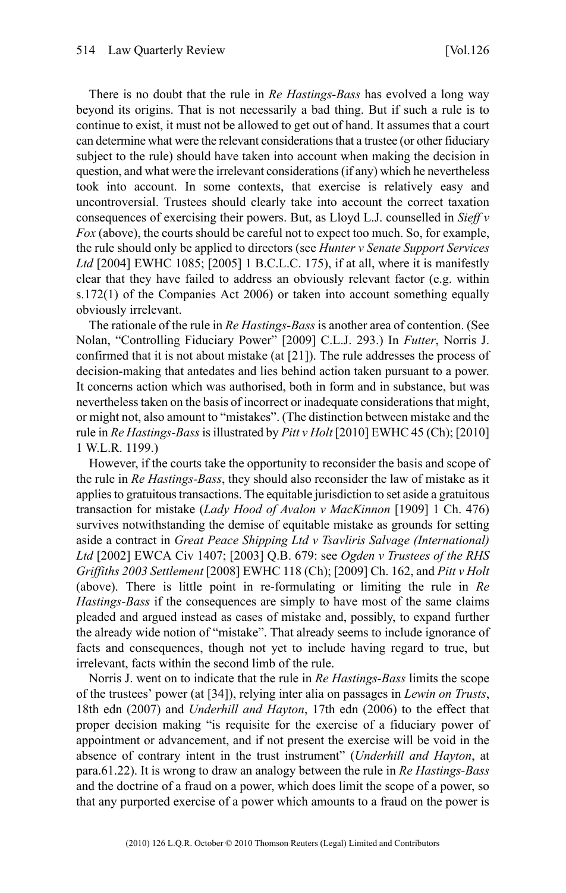There is no doubt that the rule in *Re Hastings-Bass* has evolved a long way beyond its origins. That is not necessarily a bad thing. But if such a rule is to continue to exist, it must not be allowed to get out of hand. It assumes that a court can determine what were the relevant considerations that a trustee (or other fiduciary subject to the rule) should have taken into account when making the decision in question, and what were the irrelevant considerations (if any) which he nevertheless took into account. In some contexts, that exercise is relatively easy and uncontroversial. Trustees should clearly take into account the correct taxation consequences of exercising their powers. But, as Lloyd L.J. counselled in *Sieff v Fox* (above), the courts should be careful not to expect too much. So, for example, the rule should only be applied to directors (see *Hunter v Senate Support Services Ltd* [2004] EWHC 1085; [2005] 1 B.C.L.C. 175), if at all, where it is manifestly clear that they have failed to address an obviously relevant factor (e.g. within s.172(1) of the Companies Act 2006) or taken into account something equally obviously irrelevant.

The rationale of the rule in *Re Hastings-Bass* is another area of contention. (See Nolan, "Controlling Fiduciary Power" [2009] C.L.J. 293.) In *Futter*, Norris J. confirmed that it is not about mistake (at [21]). The rule addresses the process of decision-making that antedates and lies behind action taken pursuant to a power. It concerns action which was authorised, both in form and in substance, but was nevertheless taken on the basis of incorrect or inadequate considerations that might, or might not, also amount to "mistakes". (The distinction between mistake and the rule in *Re Hastings-Bass* is illustrated by *Pitt v Holt* [2010] EWHC 45 (Ch); [2010] 1 W.L.R. 1199.)

However, if the courts take the opportunity to reconsider the basis and scope of the rule in *Re Hastings-Bass*, they should also reconsider the law of mistake as it applies to gratuitous transactions. The equitable jurisdiction to set aside a gratuitous transaction for mistake (*Lady Hood of Avalon v MacKinnon* [1909] 1 Ch. 476) survives notwithstanding the demise of equitable mistake as grounds for setting aside a contract in *Great Peace Shipping Ltd v Tsavliris Salvage (International) Ltd* [2002] EWCA Civ 1407; [2003] Q.B. 679: see *Ogden v Trustees of the RHS Griffiths 2003 Settlement* [2008] EWHC 118 (Ch); [2009] Ch. 162, and *Pitt v Holt* (above). There is little point in re-formulating or limiting the rule in *Re Hastings-Bass* if the consequences are simply to have most of the same claims pleaded and argued instead as cases of mistake and, possibly, to expand further the already wide notion of "mistake". That already seems to include ignorance of facts and consequences, though not yet to include having regard to true, but irrelevant, facts within the second limb of the rule.

Norris J. went on to indicate that the rule in *Re Hastings-Bass* limits the scope of the trustees' power (at [34]), relying inter alia on passages in *Lewin on Trusts*, 18th edn (2007) and *Underhill and Hayton*, 17th edn (2006) to the effect that proper decision making "is requisite for the exercise of a fiduciary power of appointment or advancement, and if not present the exercise will be void in the absence of contrary intent in the trust instrument" (*Underhill and Hayton*, at para.61.22). It is wrong to draw an analogy between the rule in *Re Hastings-Bass* and the doctrine of a fraud on a power, which does limit the scope of a power, so that any purported exercise of a power which amounts to a fraud on the power is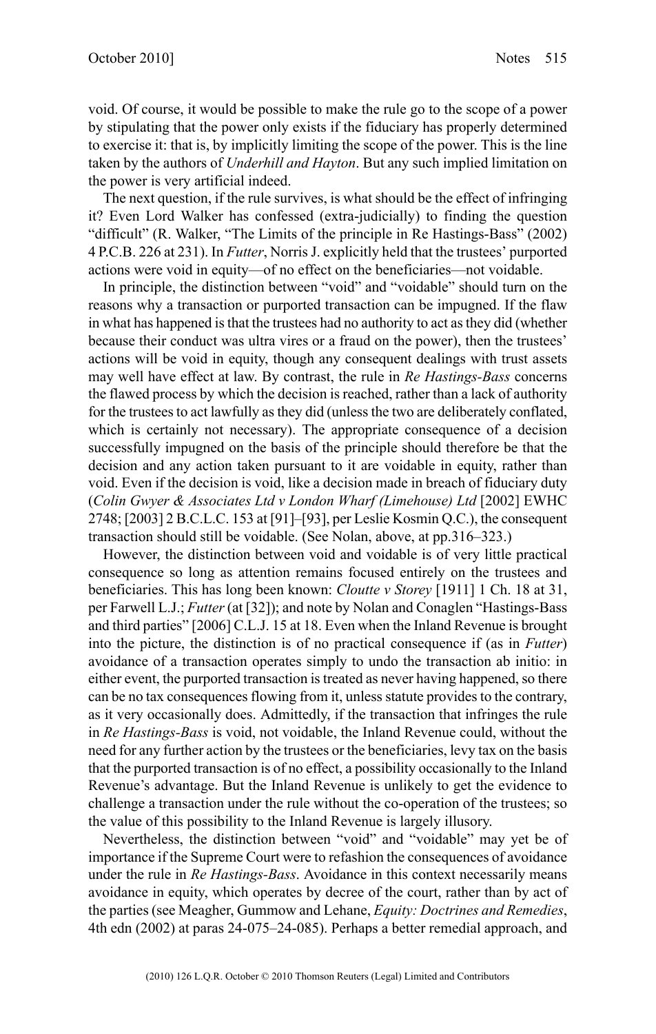void. Of course, it would be possible to make the rule go to the scope of a power by stipulating that the power only exists if the fiduciary has properly determined to exercise it: that is, by implicitly limiting the scope of the power. This is the line taken by the authors of *Underhill and Hayton*. But any such implied limitation on the power is very artificial indeed.

The next question, if the rule survives, is what should be the effect of infringing it? Even Lord Walker has confessed (extra-judicially) to finding the question "difficult" (R. Walker, "The Limits of the principle in Re Hastings-Bass" (2002) 4 P.C.B. 226 at 231). In *Futter*, Norris J. explicitly held that the trustees' purported actions were void in equity—of no effect on the beneficiaries—not voidable.

In principle, the distinction between "void" and "voidable" should turn on the reasons why a transaction or purported transaction can be impugned. If the flaw in what has happened is that the trustees had no authority to act as they did (whether because their conduct was ultra vires or a fraud on the power), then the trustees' actions will be void in equity, though any consequent dealings with trust assets may well have effect at law. By contrast, the rule in *Re Hastings-Bass* concerns the flawed process by which the decision is reached, rather than a lack of authority for the trustees to act lawfully as they did (unless the two are deliberately conflated, which is certainly not necessary). The appropriate consequence of a decision successfully impugned on the basis of the principle should therefore be that the decision and any action taken pursuant to it are voidable in equity, rather than void. Even if the decision is void, like a decision made in breach of fiduciary duty (*Colin Gwyer & Associates Ltd v London Wharf (Limehouse) Ltd* [2002] EWHC 2748; [2003] 2 B.C.L.C. 153 at [91]–[93], per Leslie Kosmin Q.C.), the consequent transaction should still be voidable. (See Nolan, above, at pp.316–323.)

However, the distinction between void and voidable is of very little practical consequence so long as attention remains focused entirely on the trustees and beneficiaries. This has long been known: *Cloutte v Storey* [1911] 1 Ch. 18 at 31, per Farwell L.J.; *Futter* (at [32]); and note by Nolan and Conaglen "Hastings-Bass and third parties" [2006] C.L.J. 15 at 18. Even when the Inland Revenue is brought into the picture, the distinction is of no practical consequence if (as in *Futter*) avoidance of a transaction operates simply to undo the transaction ab initio: in either event, the purported transaction is treated as never having happened, so there can be no tax consequences flowing from it, unless statute provides to the contrary, as it very occasionally does. Admittedly, if the transaction that infringes the rule in *Re Hastings-Bass* is void, not voidable, the Inland Revenue could, without the need for any further action by the trustees or the beneficiaries, levy tax on the basis that the purported transaction is of no effect, a possibility occasionally to the Inland Revenue's advantage. But the Inland Revenue is unlikely to get the evidence to challenge a transaction under the rule without the co-operation of the trustees; so the value of this possibility to the Inland Revenue is largely illusory.

Nevertheless, the distinction between "void" and "voidable" may yet be of importance if the Supreme Court were to refashion the consequences of avoidance under the rule in *Re Hastings-Bass*. Avoidance in this context necessarily means avoidance in equity, which operates by decree of the court, rather than by act of the parties (see Meagher, Gummow and Lehane, *Equity: Doctrines and Remedies*, 4th edn (2002) at paras 24-075–24-085). Perhaps a better remedial approach, and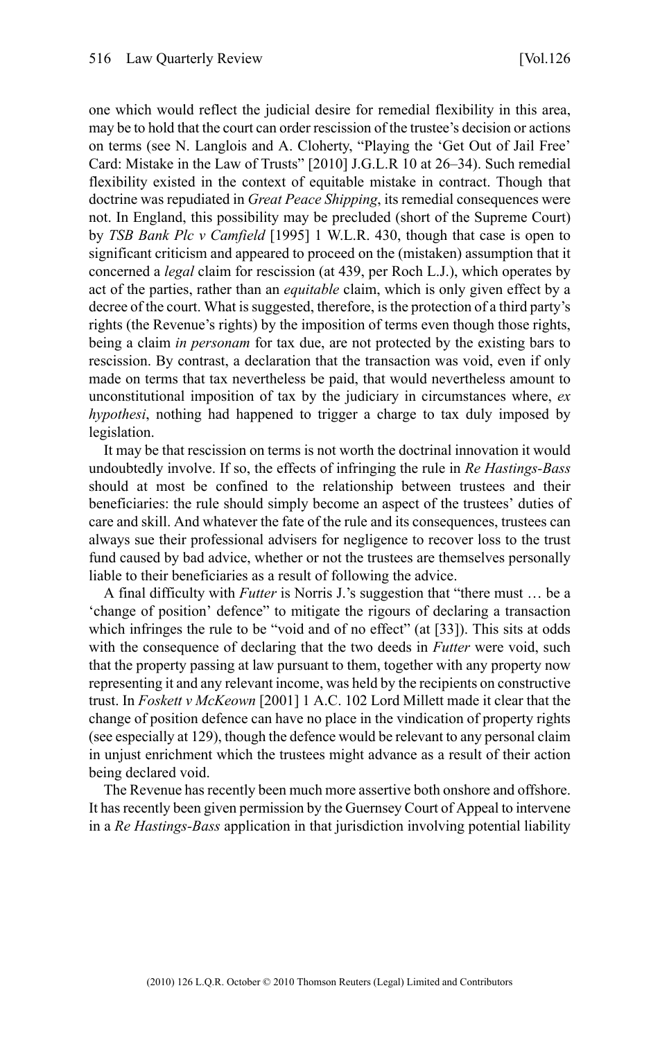one which would reflect the judicial desire for remedial flexibility in this area, may be to hold that the court can order rescission of the trustee's decision or actions on terms (see N. Langlois and A. Cloherty, "Playing the 'Get Out of Jail Free' Card: Mistake in the Law of Trusts" [2010] J.G.L.R 10 at 26–34). Such remedial flexibility existed in the context of equitable mistake in contract. Though that doctrine was repudiated in *Great Peace Shipping*, its remedial consequences were not. In England, this possibility may be precluded (short of the Supreme Court) by *TSB Bank Plc v Camfield* [1995] 1 W.L.R. 430, though that case is open to significant criticism and appeared to proceed on the (mistaken) assumption that it concerned a *legal* claim for rescission (at 439, per Roch L.J.), which operates by act of the parties, rather than an *equitable* claim, which is only given effect by a decree of the court. What is suggested, therefore, is the protection of a third party's rights (the Revenue's rights) by the imposition of terms even though those rights, being a claim *in personam* for tax due, are not protected by the existing bars to rescission. By contrast, a declaration that the transaction was void, even if only made on terms that tax nevertheless be paid, that would nevertheless amount to unconstitutional imposition of tax by the judiciary in circumstances where, *ex hypothesi*, nothing had happened to trigger a charge to tax duly imposed by legislation.

It may be that rescission on terms is not worth the doctrinal innovation it would undoubtedly involve. If so, the effects of infringing the rule in *Re Hastings-Bass* should at most be confined to the relationship between trustees and their beneficiaries: the rule should simply become an aspect of the trustees' duties of care and skill. And whatever the fate of the rule and its consequences, trustees can always sue their professional advisers for negligence to recover loss to the trust fund caused by bad advice, whether or not the trustees are themselves personally liable to their beneficiaries as a result of following the advice.

A final difficulty with *Futter* is Norris J.'s suggestion that "there must … be a 'change of position' defence" to mitigate the rigours of declaring a transaction which infringes the rule to be "void and of no effect" (at [33]). This sits at odds with the consequence of declaring that the two deeds in *Futter* were void, such that the property passing at law pursuant to them, together with any property now representing it and any relevant income, was held by the recipients on constructive trust. In *Foskett v McKeown* [2001] 1 A.C. 102 Lord Millett made it clear that the change of position defence can have no place in the vindication of property rights (see especially at 129), though the defence would be relevant to any personal claim in unjust enrichment which the trustees might advance as a result of their action being declared void.

The Revenue has recently been much more assertive both onshore and offshore. It has recently been given permission by the Guernsey Court of Appeal to intervene in a *Re Hastings-Bass* application in that jurisdiction involving potential liability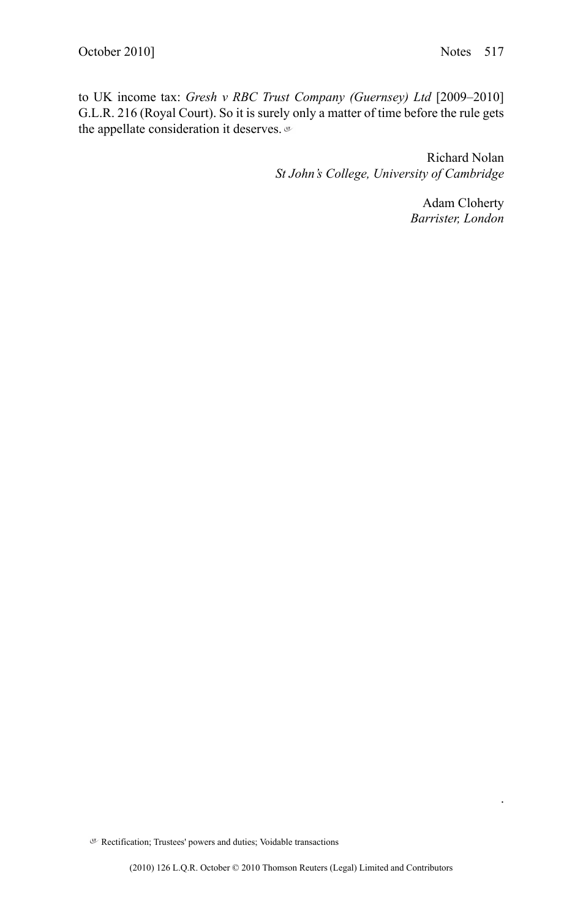to UK income tax: *Gresh v RBC Trust Company (Guernsey) Ltd* [2009–2010] G.L.R. 216 (Royal Court). So it is surely only a matter of time before the rule gets the appellate consideration it deserves.

Richard Nolan
*St John's College, University of Cambridge*

Adam Cloherty
*Barrister, London*

Rectification; Trustees' powers and duties; Voidable transactions